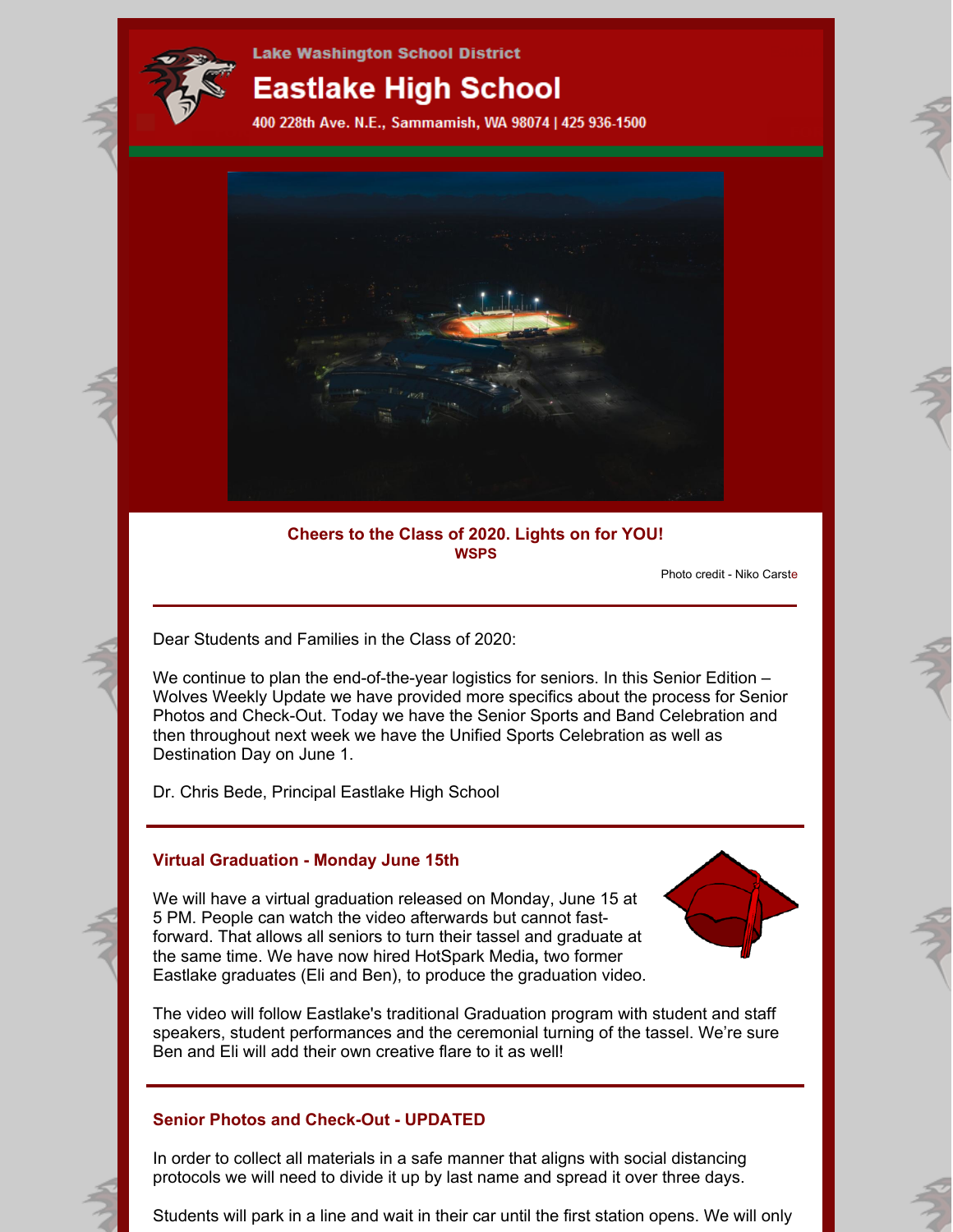Lake Washington School District

# Eastlake High School

400 228th Ave. N.E., Sammamish, WA 98074 | 425 936-1500

**Cheers to the Class of 2020. Lights on for YOU!**
**WSPS**

Photo credit - Niko Carste

Dear Students and Families in the Class of 2020:

We continue to plan the end-of-the-year logistics for seniors. In this Senior Edition – Wolves Weekly Update we have provided more specifics about the process for Senior Photos and Check-Out. Today we have the Senior Sports and Band Celebration and then throughout next week we have the Unified Sports Celebration as well as Destination Day on June 1.

Dr. Chris Bede, Principal Eastlake High School

## Virtual Graduation - Monday June 15th

We will have a virtual graduation released on Monday, June 15 at 5 PM. People can watch the video afterwards but cannot fast-forward. That allows all seniors to turn their tassel and graduate at the same time. We have now hired HotSpark Media**,** two former Eastlake graduates (Eli and Ben), to produce the graduation video.

The video will follow Eastlake's traditional Graduation program with student and staff speakers, student performances and the ceremonial turning of the tassel. We're sure Ben and Eli will add their own creative flare to it as well!

## Senior Photos and Check-Out - UPDATED

In order to collect all materials in a safe manner that aligns with social distancing protocols we will need to divide it up by last name and spread it over three days.

Students will park in a line and wait in their car until the first station opens. We will only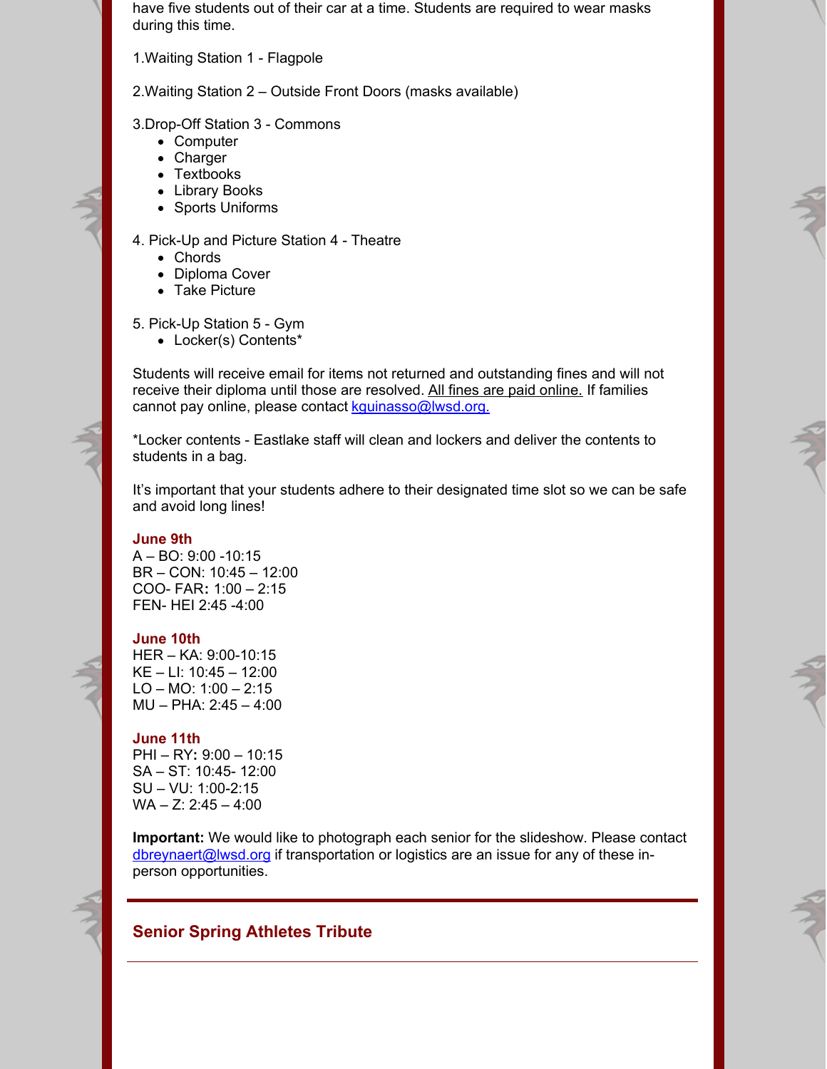have five students out of their car at a time. Students are required to wear masks during this time.

1.Waiting Station 1 - Flagpole

2.Waiting Station 2 – Outside Front Doors (masks available)

3.Drop-Off Station 3 - Commons
- Computer
- Charger
- Textbooks
- Library Books
- Sports Uniforms

4. Pick-Up and Picture Station 4 - Theatre
- Chords
- Diploma Cover
- Take Picture

5. Pick-Up Station 5 - Gym
- Locker(s) Contents*

Students will receive email for items not returned and outstanding fines and will not receive their diploma until those are resolved. All fines are paid online. If families cannot pay online, please contact kguinasso@lwsd.org.

*Locker contents - Eastlake staff will clean and lockers and deliver the contents to students in a bag.

It's important that your students adhere to their designated time slot so we can be safe and avoid long lines!

**June 9th**
A – BO: 9:00 -10:15
BR – CON: 10:45 – 12:00
COO- FAR**:** 1:00 – 2:15
FEN- HEI 2:45 -4:00

**June 10th**
HER – KA: 9:00-10:15
KE – LI: 10:45 – 12:00
LO – MO: 1:00 – 2:15
MU – PHA: 2:45 – 4:00

**June 11th**
PHI – RY**:** 9:00 – 10:15
SA – ST: 10:45- 12:00
SU – VU: 1:00-2:15
WA – Z: 2:45 – 4:00

**Important:** We would like to photograph each senior for the slideshow. Please contact dbreynaert@lwsd.org if transportation or logistics are an issue for any of these in-person opportunities.

## Senior Spring Athletes Tribute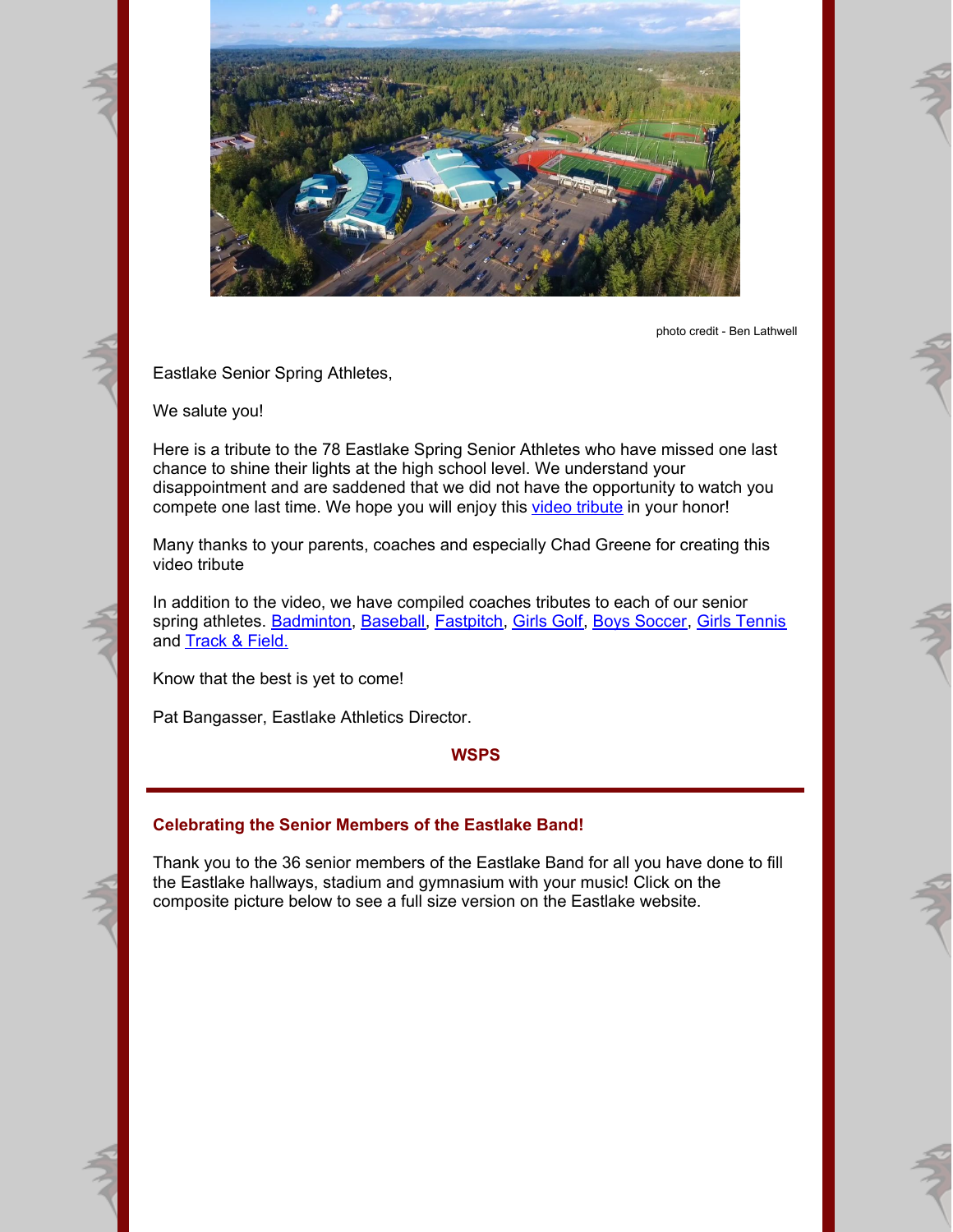photo credit - Ben Lathwell

Eastlake Senior Spring Athletes,

We salute you!

Here is a tribute to the 78 Eastlake Spring Senior Athletes who have missed one last chance to shine their lights at the high school level. We understand your disappointment and are saddened that we did not have the opportunity to watch you compete one last time. We hope you will enjoy this video tribute in your honor!

Many thanks to your parents, coaches and especially Chad Greene for creating this video tribute

In addition to the video, we have compiled coaches tributes to each of our senior spring athletes. Badminton, Baseball, Fastpitch, Girls Golf, Boys Soccer, Girls Tennis and Track & Field.

Know that the best is yet to come!

Pat Bangasser, Eastlake Athletics Director.

**WSPS**

---

### Celebrating the Senior Members of the Eastlake Band!

Thank you to the 36 senior members of the Eastlake Band for all you have done to fill the Eastlake hallways, stadium and gymnasium with your music! Click on the composite picture below to see a full size version on the Eastlake website.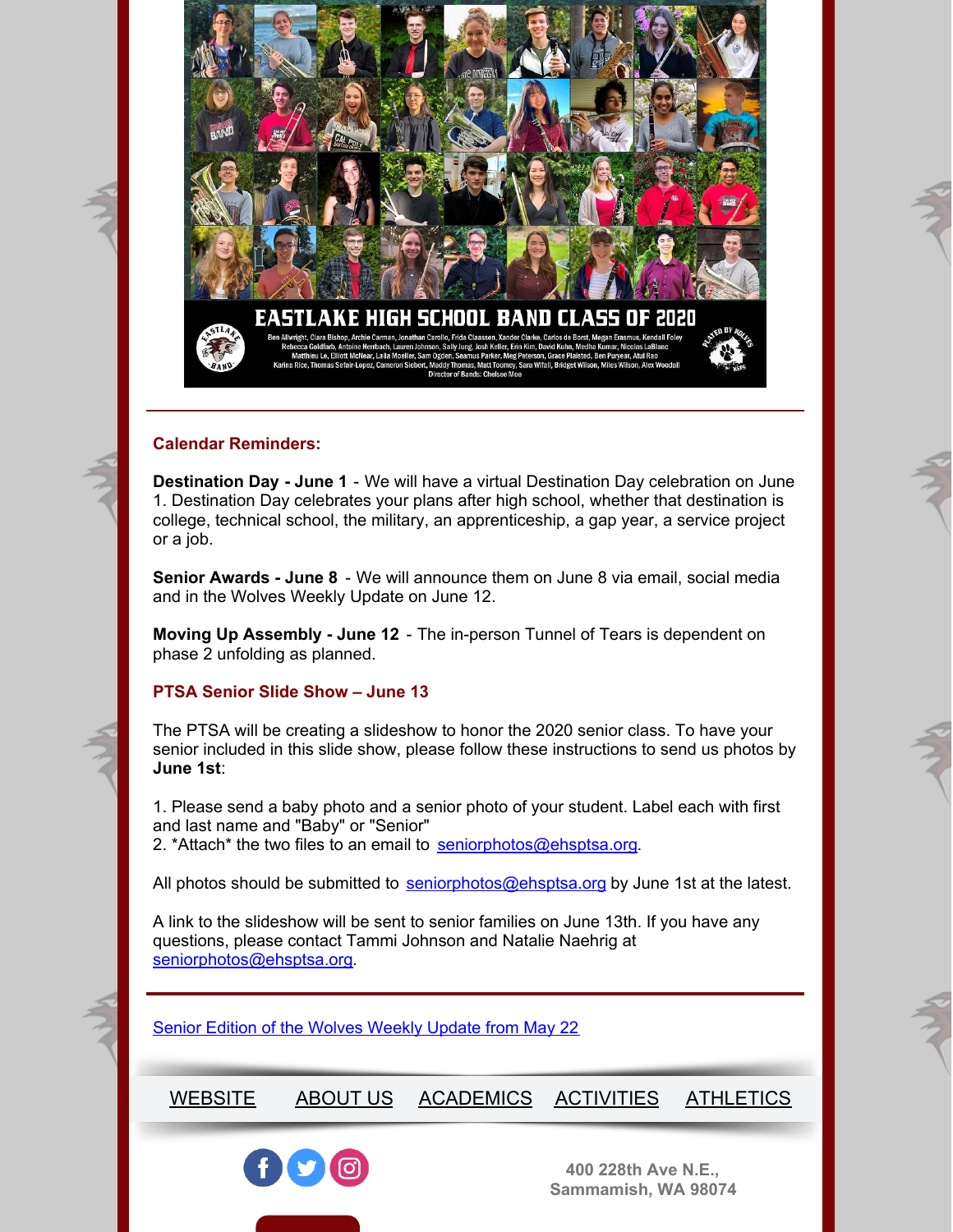EASTLAKE HIGH SCHOOL BAND CLASS OF 2020

Ben Allwright, Clara Bishop, Archie Carman, Jonathan Carollo, Frida Claassen, Xander Clarke, Carlos de Borst, Megan Erasmus, Kendall Foley
Rebecca Goldfarb, Antoine Hembach, Lauren Johnson, Sally Jung, Josh Keller, Erin Kim, David Kuhn, Medha Kumar, Nicolas LaBlanc
Matthieu Le, Elliott McNear, Laila Moeller, Sam Ogden, Seamus Parker, Meg Peterson, Grace Plaisted, Ben Puryear, Atul Rao
Karina Rice, Thomas Sefair-Lopez, Cameron Siebert, Maddy Thomas, Matt Toomey, Sara Witell, Bridget Wilson, Miles Wilson, Alex Woodall
Director of Bands: Chelsea Moe

---

**Calendar Reminders:**

**Destination Day - June 1** - We will have a virtual Destination Day celebration on June 1. Destination Day celebrates your plans after high school, whether that destination is college, technical school, the military, an apprenticeship, a gap year, a service project or a job.

**Senior Awards - June 8** - We will announce them on June 8 via email, social media and in the Wolves Weekly Update on June 12.

**Moving Up Assembly - June 12** - The in-person Tunnel of Tears is dependent on phase 2 unfolding as planned.

**PTSA Senior Slide Show – June 13**

The PTSA will be creating a slideshow to honor the 2020 senior class. To have your senior included in this slide show, please follow these instructions to send us photos by **June 1st**:

1. Please send a baby photo and a senior photo of your student. Label each with first and last name and "Baby" or "Senior"
2. *Attach* the two files to an email to seniorphotos@ehsptsa.org.

All photos should be submitted to seniorphotos@ehsptsa.org by June 1st at the latest.

A link to the slideshow will be sent to senior families on June 13th. If you have any questions, please contact Tammi Johnson and Natalie Naehrig at seniorphotos@ehsptsa.org.

---

Senior Edition of the Wolves Weekly Update from May 22

WEBSITE ABOUT US ACADEMICS ACTIVITIES ATHLETICS

400 228th Ave N.E.,
Sammamish, WA 98074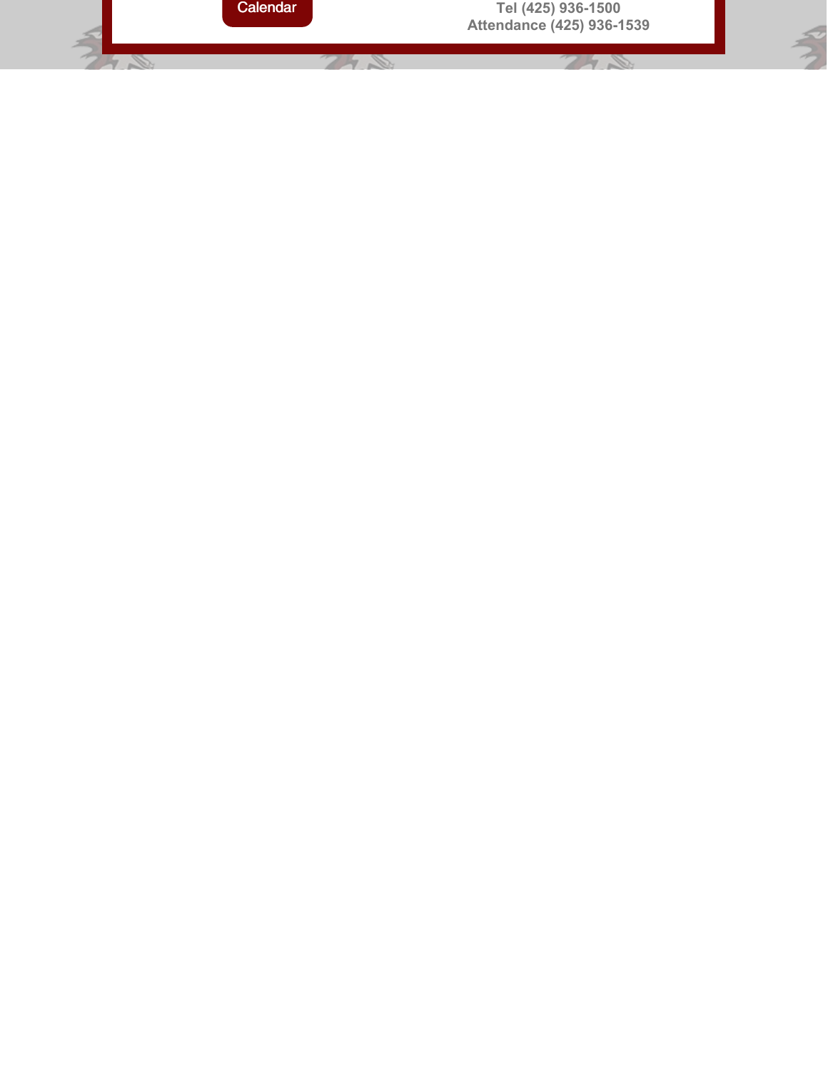Calendar

Tel (425) 936-1500
Attendance (425) 936-1539